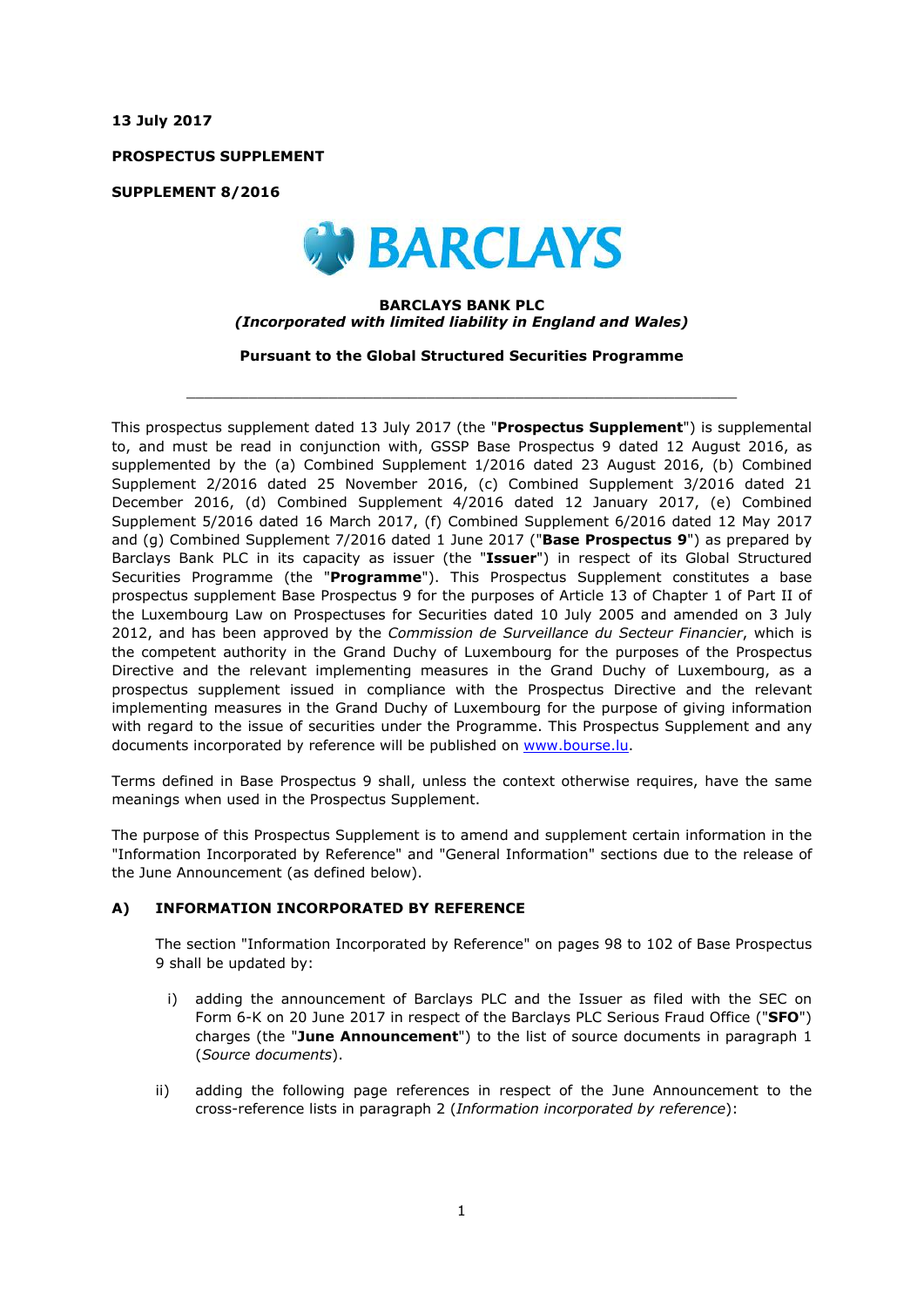**13 July 2017**

**PROSPECTUS SUPPLEMENT**

**SUPPLEMENT 8/2016**

BARCLAYS

**BARCLAYS BANK PLC**
***(Incorporated with limited liability in England and Wales)***

**Pursuant to the Global Structured Securities Programme**

---

This prospectus supplement dated 13 July 2017 (the "**Prospectus Supplement**") is supplemental to, and must be read in conjunction with, GSSP Base Prospectus 9 dated 12 August 2016, as supplemented by the (a) Combined Supplement 1/2016 dated 23 August 2016, (b) Combined Supplement 2/2016 dated 25 November 2016, (c) Combined Supplement 3/2016 dated 21 December 2016, (d) Combined Supplement 4/2016 dated 12 January 2017, (e) Combined Supplement 5/2016 dated 16 March 2017, (f) Combined Supplement 6/2016 dated 12 May 2017 and (g) Combined Supplement 7/2016 dated 1 June 2017 ("**Base Prospectus 9**") as prepared by Barclays Bank PLC in its capacity as issuer (the "**Issuer**") in respect of its Global Structured Securities Programme (the "**Programme**"). This Prospectus Supplement constitutes a base prospectus supplement Base Prospectus 9 for the purposes of Article 13 of Chapter 1 of Part II of the Luxembourg Law on Prospectuses for Securities dated 10 July 2005 and amended on 3 July 2012, and has been approved by the *Commission de Surveillance du Secteur Financier*, which is the competent authority in the Grand Duchy of Luxembourg for the purposes of the Prospectus Directive and the relevant implementing measures in the Grand Duchy of Luxembourg, as a prospectus supplement issued in compliance with the Prospectus Directive and the relevant implementing measures in the Grand Duchy of Luxembourg for the purpose of giving information with regard to the issue of securities under the Programme. This Prospectus Supplement and any documents incorporated by reference will be published on www.bourse.lu.

Terms defined in Base Prospectus 9 shall, unless the context otherwise requires, have the same meanings when used in the Prospectus Supplement.

The purpose of this Prospectus Supplement is to amend and supplement certain information in the "Information Incorporated by Reference" and "General Information" sections due to the release of the June Announcement (as defined below).

## A) INFORMATION INCORPORATED BY REFERENCE

The section "Information Incorporated by Reference" on pages 98 to 102 of Base Prospectus 9 shall be updated by:

i) adding the announcement of Barclays PLC and the Issuer as filed with the SEC on Form 6-K on 20 June 2017 in respect of the Barclays PLC Serious Fraud Office ("**SFO**") charges (the "**June Announcement**") to the list of source documents in paragraph 1 (*Source documents*).

ii) adding the following page references in respect of the June Announcement to the cross-reference lists in paragraph 2 (*Information incorporated by reference*):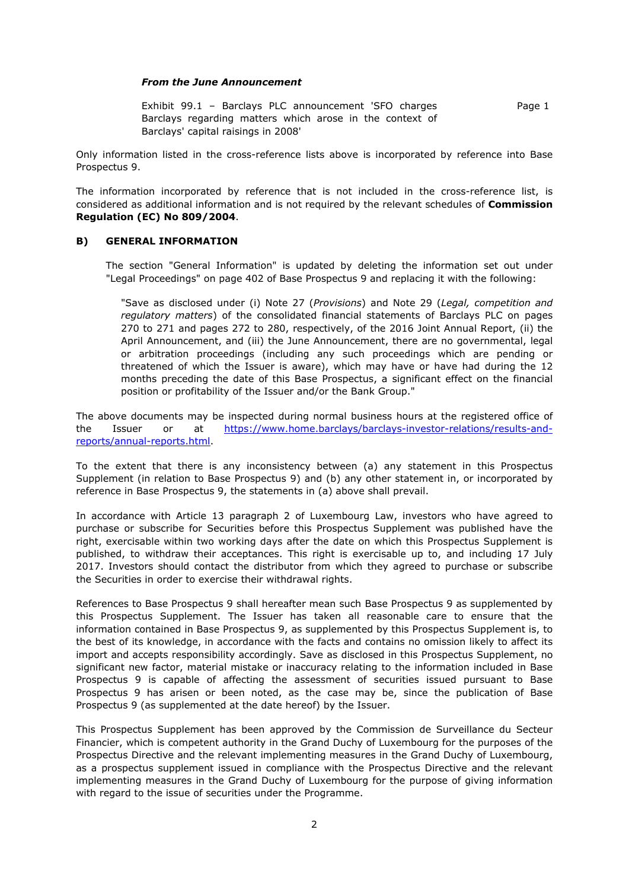***From the June Announcement***

| | |
|---|---|
| Exhibit 99.1 – Barclays PLC announcement 'SFO charges Barclays regarding matters which arose in the context of Barclays' capital raisings in 2008' | Page 1 |

Only information listed in the cross-reference lists above is incorporated by reference into Base Prospectus 9.

The information incorporated by reference that is not included in the cross-reference list, is considered as additional information and is not required by the relevant schedules of **Commission Regulation (EC) No 809/2004**.

## B) GENERAL INFORMATION

The section "General Information" is updated by deleting the information set out under "Legal Proceedings" on page 402 of Base Prospectus 9 and replacing it with the following:

"Save as disclosed under (i) Note 27 (*Provisions*) and Note 29 (*Legal, competition and regulatory matters*) of the consolidated financial statements of Barclays PLC on pages 270 to 271 and pages 272 to 280, respectively, of the 2016 Joint Annual Report, (ii) the April Announcement, and (iii) the June Announcement, there are no governmental, legal or arbitration proceedings (including any such proceedings which are pending or threatened of which the Issuer is aware), which may have or have had during the 12 months preceding the date of this Base Prospectus, a significant effect on the financial position or profitability of the Issuer and/or the Bank Group."

The above documents may be inspected during normal business hours at the registered office of the Issuer or at https://www.home.barclays/barclays-investor-relations/results-and-reports/annual-reports.html.

To the extent that there is any inconsistency between (a) any statement in this Prospectus Supplement (in relation to Base Prospectus 9) and (b) any other statement in, or incorporated by reference in Base Prospectus 9, the statements in (a) above shall prevail.

In accordance with Article 13 paragraph 2 of Luxembourg Law, investors who have agreed to purchase or subscribe for Securities before this Prospectus Supplement was published have the right, exercisable within two working days after the date on which this Prospectus Supplement is published, to withdraw their acceptances. This right is exercisable up to, and including 17 July 2017. Investors should contact the distributor from which they agreed to purchase or subscribe the Securities in order to exercise their withdrawal rights.

References to Base Prospectus 9 shall hereafter mean such Base Prospectus 9 as supplemented by this Prospectus Supplement. The Issuer has taken all reasonable care to ensure that the information contained in Base Prospectus 9, as supplemented by this Prospectus Supplement is, to the best of its knowledge, in accordance with the facts and contains no omission likely to affect its import and accepts responsibility accordingly. Save as disclosed in this Prospectus Supplement, no significant new factor, material mistake or inaccuracy relating to the information included in Base Prospectus 9 is capable of affecting the assessment of securities issued pursuant to Base Prospectus 9 has arisen or been noted, as the case may be, since the publication of Base Prospectus 9 (as supplemented at the date hereof) by the Issuer.

This Prospectus Supplement has been approved by the Commission de Surveillance du Secteur Financier, which is competent authority in the Grand Duchy of Luxembourg for the purposes of the Prospectus Directive and the relevant implementing measures in the Grand Duchy of Luxembourg, as a prospectus supplement issued in compliance with the Prospectus Directive and the relevant implementing measures in the Grand Duchy of Luxembourg for the purpose of giving information with regard to the issue of securities under the Programme.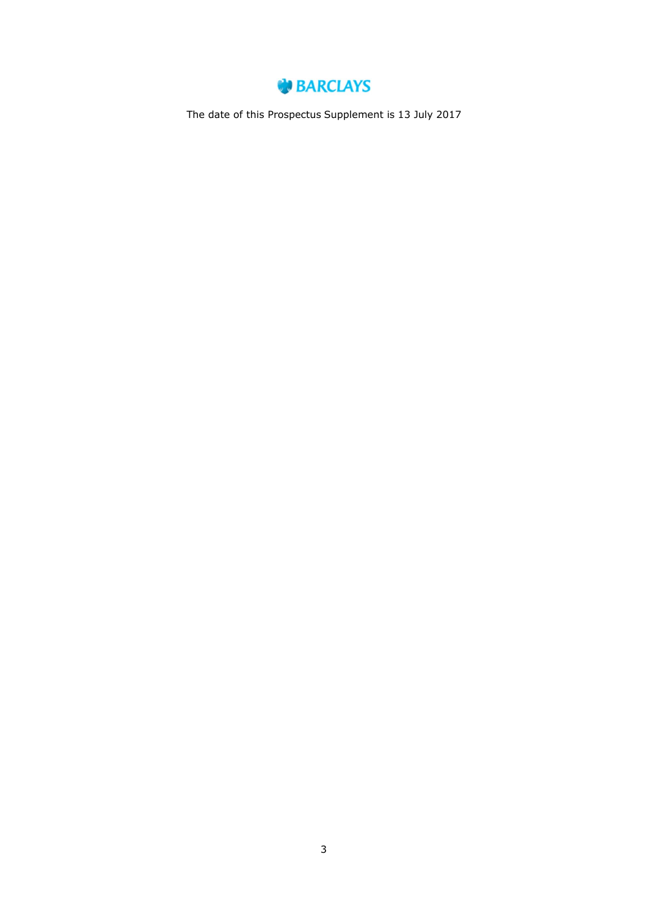BARCLAYS

The date of this Prospectus Supplement is 13 July 2017